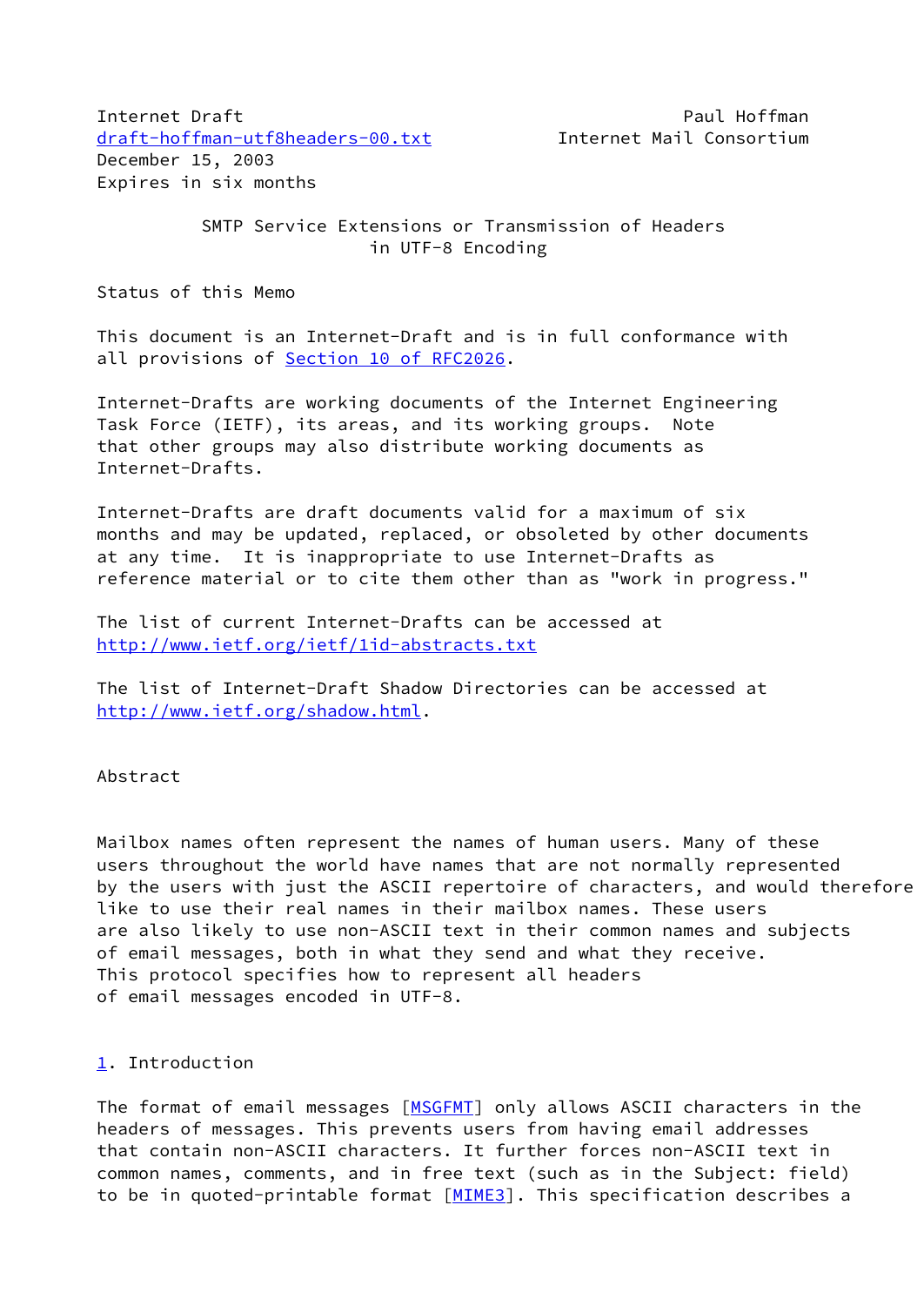Internet Draft                                          Paul Hoffman
draft-hoffman-utf8headers-00.txt          Internet Mail Consortium
December 15, 2003
Expires in six months

# SMTP Service Extensions or Transmission of Headers in UTF-8 Encoding

## Status of this Memo

This document is an Internet-Draft and is in full conformance with all provisions of Section 10 of RFC2026.

Internet-Drafts are working documents of the Internet Engineering Task Force (IETF), its areas, and its working groups. Note that other groups may also distribute working documents as Internet-Drafts.

Internet-Drafts are draft documents valid for a maximum of six months and may be updated, replaced, or obsoleted by other documents at any time. It is inappropriate to use Internet-Drafts as reference material or to cite them other than as "work in progress."

The list of current Internet-Drafts can be accessed at http://www.ietf.org/ietf/1id-abstracts.txt

The list of Internet-Draft Shadow Directories can be accessed at http://www.ietf.org/shadow.html.

## Abstract

Mailbox names often represent the names of human users. Many of these users throughout the world have names that are not normally represented by the users with just the ASCII repertoire of characters, and would therefore like to use their real names in their mailbox names. These users are also likely to use non-ASCII text in their common names and subjects of email messages, both in what they send and what they receive. This protocol specifies how to represent all headers of email messages encoded in UTF-8.

## 1. Introduction

The format of email messages [MSGFMT] only allows ASCII characters in the headers of messages. This prevents users from having email addresses that contain non-ASCII characters. It further forces non-ASCII text in common names, comments, and in free text (such as in the Subject: field) to be in quoted-printable format [MIME3]. This specification describes a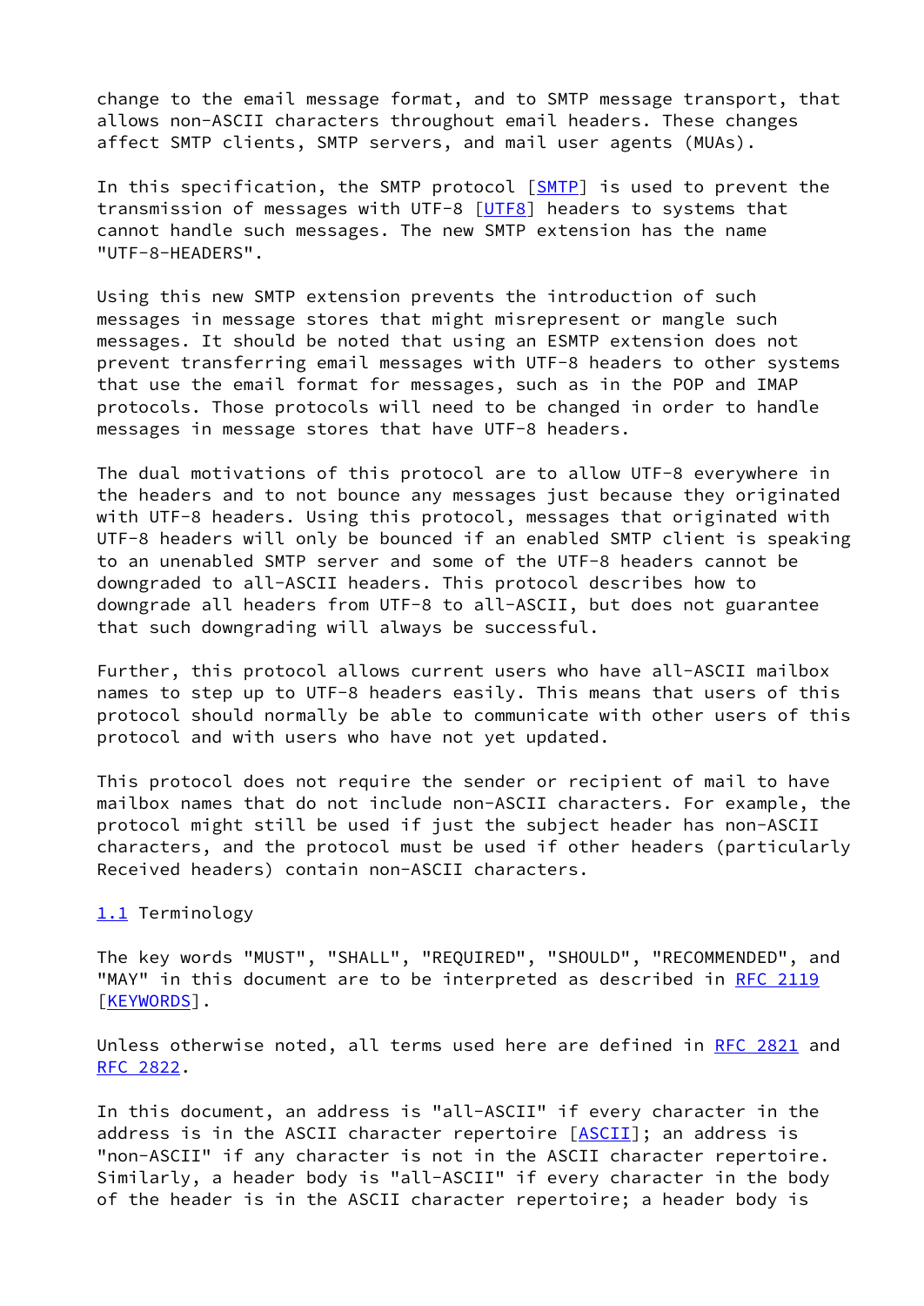change to the email message format, and to SMTP message transport, that allows non-ASCII characters throughout email headers. These changes affect SMTP clients, SMTP servers, and mail user agents (MUAs).

In this specification, the SMTP protocol [SMTP] is used to prevent the transmission of messages with UTF-8 [UTF8] headers to systems that cannot handle such messages. The new SMTP extension has the name "UTF-8-HEADERS".

Using this new SMTP extension prevents the introduction of such messages in message stores that might misrepresent or mangle such messages. It should be noted that using an ESMTP extension does not prevent transferring email messages with UTF-8 headers to other systems that use the email format for messages, such as in the POP and IMAP protocols. Those protocols will need to be changed in order to handle messages in message stores that have UTF-8 headers.

The dual motivations of this protocol are to allow UTF-8 everywhere in the headers and to not bounce any messages just because they originated with UTF-8 headers. Using this protocol, messages that originated with UTF-8 headers will only be bounced if an enabled SMTP client is speaking to an unenabled SMTP server and some of the UTF-8 headers cannot be downgraded to all-ASCII headers. This protocol describes how to downgrade all headers from UTF-8 to all-ASCII, but does not guarantee that such downgrading will always be successful.

Further, this protocol allows current users who have all-ASCII mailbox names to step up to UTF-8 headers easily. This means that users of this protocol should normally be able to communicate with other users of this protocol and with users who have not yet updated.

This protocol does not require the sender or recipient of mail to have mailbox names that do not include non-ASCII characters. For example, the protocol might still be used if just the subject header has non-ASCII characters, and the protocol must be used if other headers (particularly Received headers) contain non-ASCII characters.

## 1.1 Terminology

The key words "MUST", "SHALL", "REQUIRED", "SHOULD", "RECOMMENDED", and "MAY" in this document are to be interpreted as described in RFC 2119 [KEYWORDS].

Unless otherwise noted, all terms used here are defined in RFC 2821 and RFC 2822.

In this document, an address is "all-ASCII" if every character in the address is in the ASCII character repertoire [ASCII]; an address is "non-ASCII" if any character is not in the ASCII character repertoire. Similarly, a header body is "all-ASCII" if every character in the body of the header is in the ASCII character repertoire; a header body is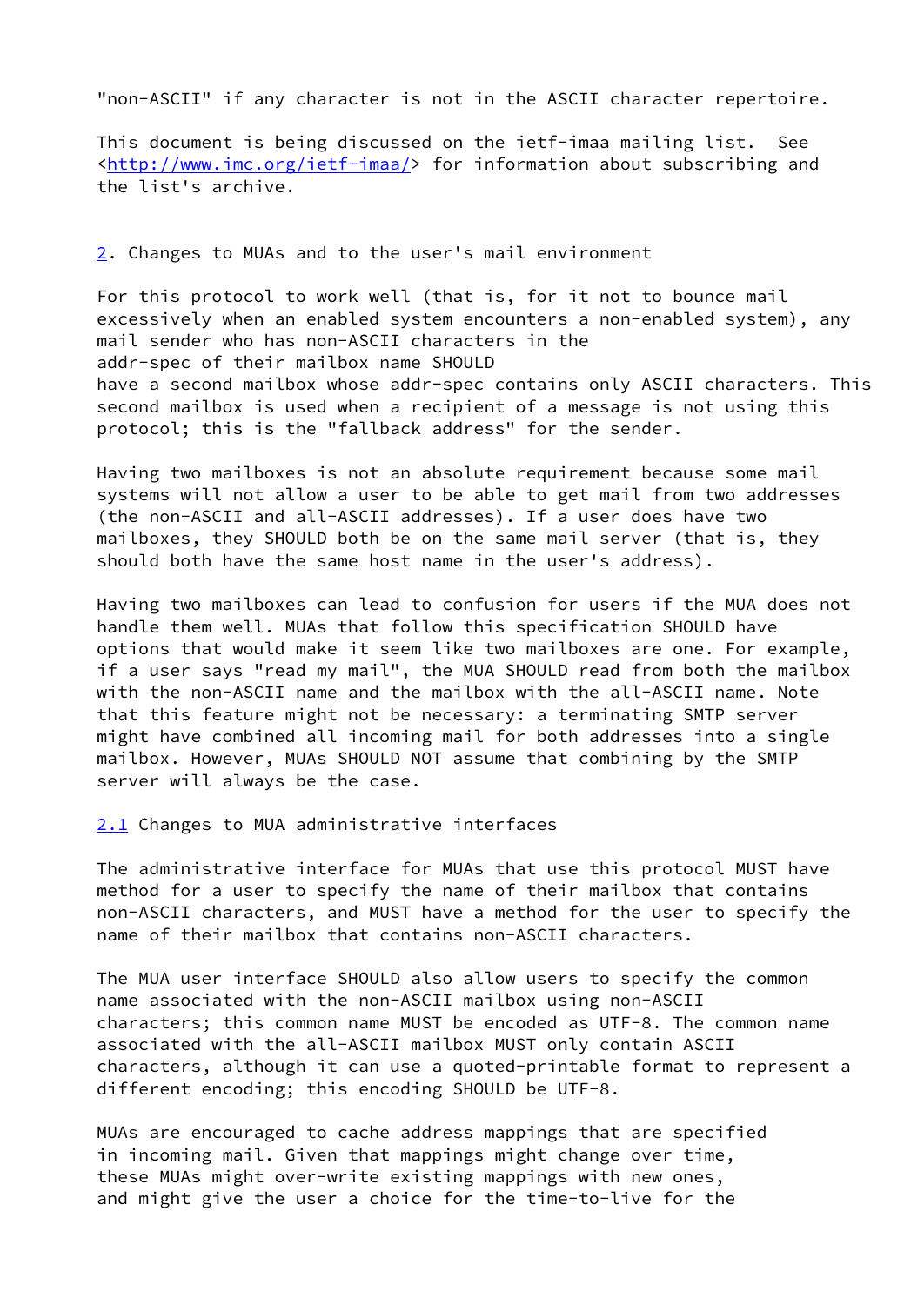"non-ASCII" if any character is not in the ASCII character repertoire.

This document is being discussed on the ietf-imaa mailing list. See <http://www.imc.org/ietf-imaa/> for information about subscribing and the list's archive.

## 2. Changes to MUAs and to the user's mail environment

For this protocol to work well (that is, for it not to bounce mail excessively when an enabled system encounters a non-enabled system), any mail sender who has non-ASCII characters in the addr-spec of their mailbox name SHOULD have a second mailbox whose addr-spec contains only ASCII characters. This second mailbox is used when a recipient of a message is not using this protocol; this is the "fallback address" for the sender.

Having two mailboxes is not an absolute requirement because some mail systems will not allow a user to be able to get mail from two addresses (the non-ASCII and all-ASCII addresses). If a user does have two mailboxes, they SHOULD both be on the same mail server (that is, they should both have the same host name in the user's address).

Having two mailboxes can lead to confusion for users if the MUA does not handle them well. MUAs that follow this specification SHOULD have options that would make it seem like two mailboxes are one. For example, if a user says "read my mail", the MUA SHOULD read from both the mailbox with the non-ASCII name and the mailbox with the all-ASCII name. Note that this feature might not be necessary: a terminating SMTP server might have combined all incoming mail for both addresses into a single mailbox. However, MUAs SHOULD NOT assume that combining by the SMTP server will always be the case.

### 2.1 Changes to MUA administrative interfaces

The administrative interface for MUAs that use this protocol MUST have method for a user to specify the name of their mailbox that contains non-ASCII characters, and MUST have a method for the user to specify the name of their mailbox that contains non-ASCII characters.

The MUA user interface SHOULD also allow users to specify the common name associated with the non-ASCII mailbox using non-ASCII characters; this common name MUST be encoded as UTF-8. The common name associated with the all-ASCII mailbox MUST only contain ASCII characters, although it can use a quoted-printable format to represent a different encoding; this encoding SHOULD be UTF-8.

MUAs are encouraged to cache address mappings that are specified in incoming mail. Given that mappings might change over time, these MUAs might over-write existing mappings with new ones, and might give the user a choice for the time-to-live for the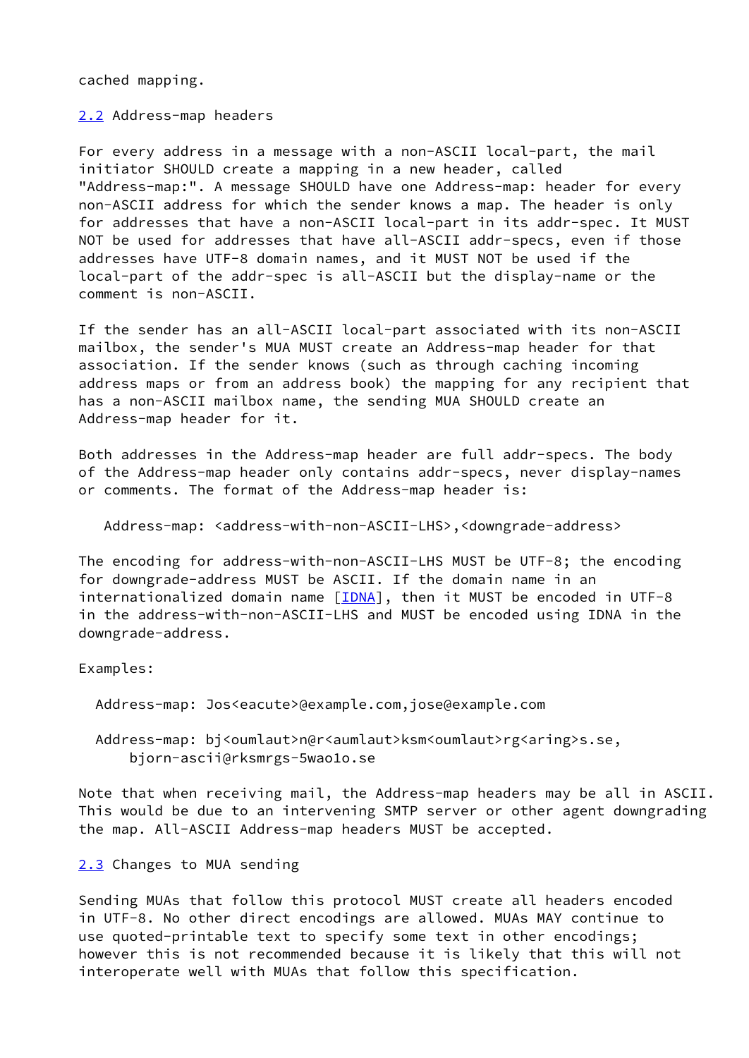cached mapping.

## 2.2 Address-map headers

For every address in a message with a non-ASCII local-part, the mail initiator SHOULD create a mapping in a new header, called "Address-map:". A message SHOULD have one Address-map: header for every non-ASCII address for which the sender knows a map. The header is only for addresses that have a non-ASCII local-part in its addr-spec. It MUST NOT be used for addresses that have all-ASCII addr-specs, even if those addresses have UTF-8 domain names, and it MUST NOT be used if the local-part of the addr-spec is all-ASCII but the display-name or the comment is non-ASCII.

If the sender has an all-ASCII local-part associated with its non-ASCII mailbox, the sender's MUA MUST create an Address-map header for that association. If the sender knows (such as through caching incoming address maps or from an address book) the mapping for any recipient that has a non-ASCII mailbox name, the sending MUA SHOULD create an Address-map header for it.

Both addresses in the Address-map header are full addr-specs. The body of the Address-map header only contains addr-specs, never display-names or comments. The format of the Address-map header is:

```
   Address-map: <address-with-non-ASCII-LHS>,<downgrade-address>
```

The encoding for address-with-non-ASCII-LHS MUST be UTF-8; the encoding for downgrade-address MUST be ASCII. If the domain name in an internationalized domain name [IDNA], then it MUST be encoded in UTF-8 in the address-with-non-ASCII-LHS and MUST be encoded using IDNA in the downgrade-address.

Examples:

```
  Address-map: Jos<eacute>@example.com,jose@example.com

  Address-map: bj<oumlaut>n@r<aumlaut>ksm<oumlaut>rg<aring>s.se,
      bjorn-ascii@rksmrgs-5wao1o.se
```

Note that when receiving mail, the Address-map headers may be all in ASCII. This would be due to an intervening SMTP server or other agent downgrading the map. All-ASCII Address-map headers MUST be accepted.

## 2.3 Changes to MUA sending

Sending MUAs that follow this protocol MUST create all headers encoded in UTF-8. No other direct encodings are allowed. MUAs MAY continue to use quoted-printable text to specify some text in other encodings; however this is not recommended because it is likely that this will not interoperate well with MUAs that follow this specification.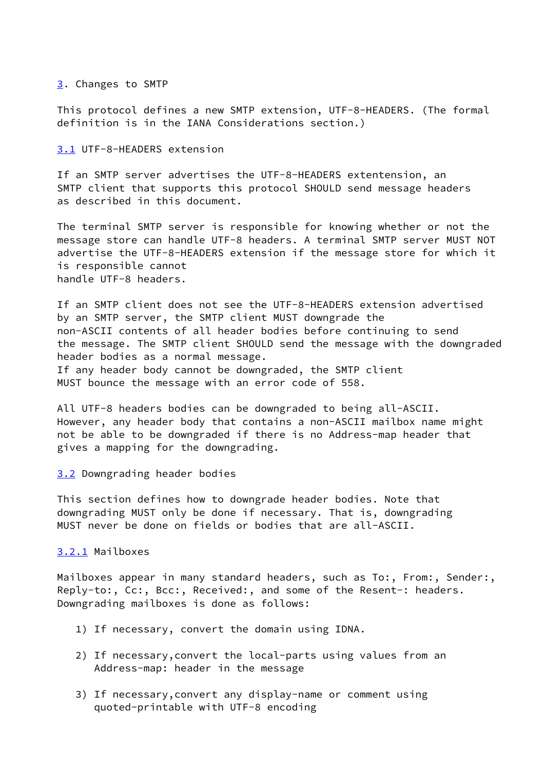# 3. Changes to SMTP

This protocol defines a new SMTP extension, UTF-8-HEADERS. (The formal definition is in the IANA Considerations section.)

## 3.1 UTF-8-HEADERS extension

If an SMTP server advertises the UTF-8-HEADERS extentension, an SMTP client that supports this protocol SHOULD send message headers as described in this document.

The terminal SMTP server is responsible for knowing whether or not the message store can handle UTF-8 headers. A terminal SMTP server MUST NOT advertise the UTF-8-HEADERS extension if the message store for which it is responsible cannot handle UTF-8 headers.

If an SMTP client does not see the UTF-8-HEADERS extension advertised by an SMTP server, the SMTP client MUST downgrade the non-ASCII contents of all header bodies before continuing to send the message. The SMTP client SHOULD send the message with the downgraded header bodies as a normal message.
If any header body cannot be downgraded, the SMTP client MUST bounce the message with an error code of 558.

All UTF-8 headers bodies can be downgraded to being all-ASCII. However, any header body that contains a non-ASCII mailbox name might not be able to be downgraded if there is no Address-map header that gives a mapping for the downgrading.

## 3.2 Downgrading header bodies

This section defines how to downgrade header bodies. Note that downgrading MUST only be done if necessary. That is, downgrading MUST never be done on fields or bodies that are all-ASCII.

### 3.2.1 Mailboxes

Mailboxes appear in many standard headers, such as To:, From:, Sender:, Reply-to:, Cc:, Bcc:, Received:, and some of the Resent-: headers. Downgrading mailboxes is done as follows:

1) If necessary, convert the domain using IDNA.

2) If necessary,convert the local-parts using values from an Address-map: header in the message

3) If necessary,convert any display-name or comment using quoted-printable with UTF-8 encoding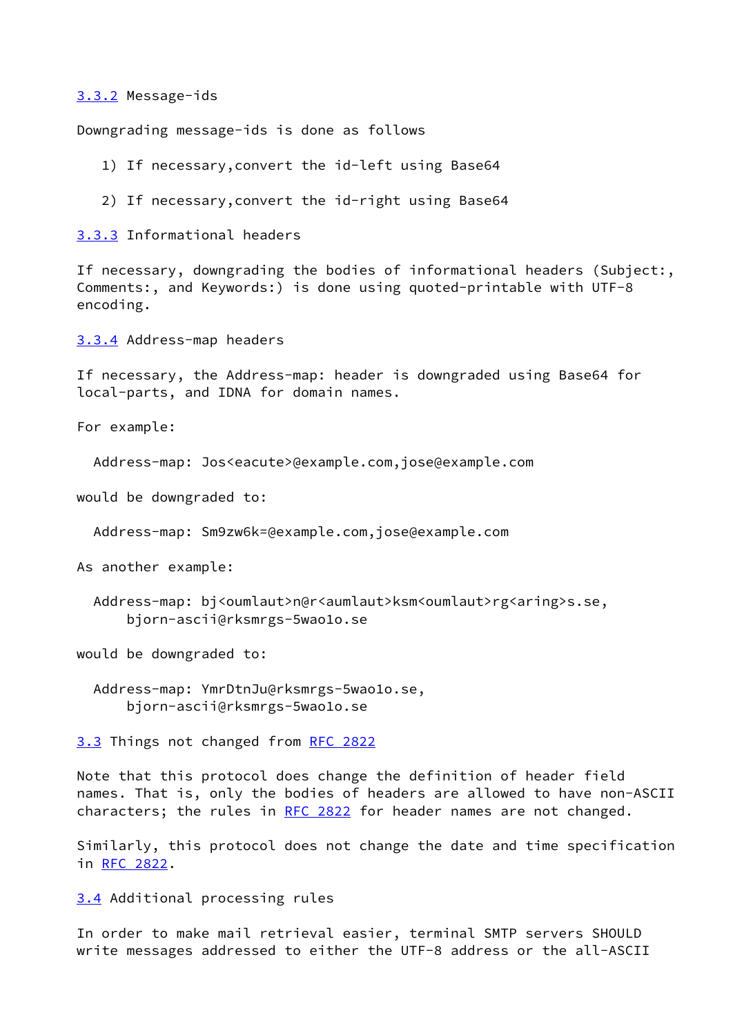### 3.3.2 Message-ids

Downgrading message-ids is done as follows

1) If necessary,convert the id-left using Base64

2) If necessary,convert the id-right using Base64

### 3.3.3 Informational headers

If necessary, downgrading the bodies of informational headers (Subject:, Comments:, and Keywords:) is done using quoted-printable with UTF-8 encoding.

### 3.3.4 Address-map headers

If necessary, the Address-map: header is downgraded using Base64 for local-parts, and IDNA for domain names.

For example:

```
Address-map: Jos<eacute>@example.com,jose@example.com
```

would be downgraded to:

```
Address-map: Sm9zw6k=@example.com,jose@example.com
```

As another example:

```
Address-map: bj<oumlaut>n@r<aumlaut>ksm<oumlaut>rg<aring>s.se,
    bjorn-ascii@rksmrgs-5wao1o.se
```

would be downgraded to:

```
Address-map: YmrDtnJu@rksmrgs-5wao1o.se,
    bjorn-ascii@rksmrgs-5wao1o.se
```

## 3.3 Things not changed from RFC 2822

Note that this protocol does change the definition of header field names. That is, only the bodies of headers are allowed to have non-ASCII characters; the rules in RFC 2822 for header names are not changed.

Similarly, this protocol does not change the date and time specification in RFC 2822.

## 3.4 Additional processing rules

In order to make mail retrieval easier, terminal SMTP servers SHOULD write messages addressed to either the UTF-8 address or the all-ASCII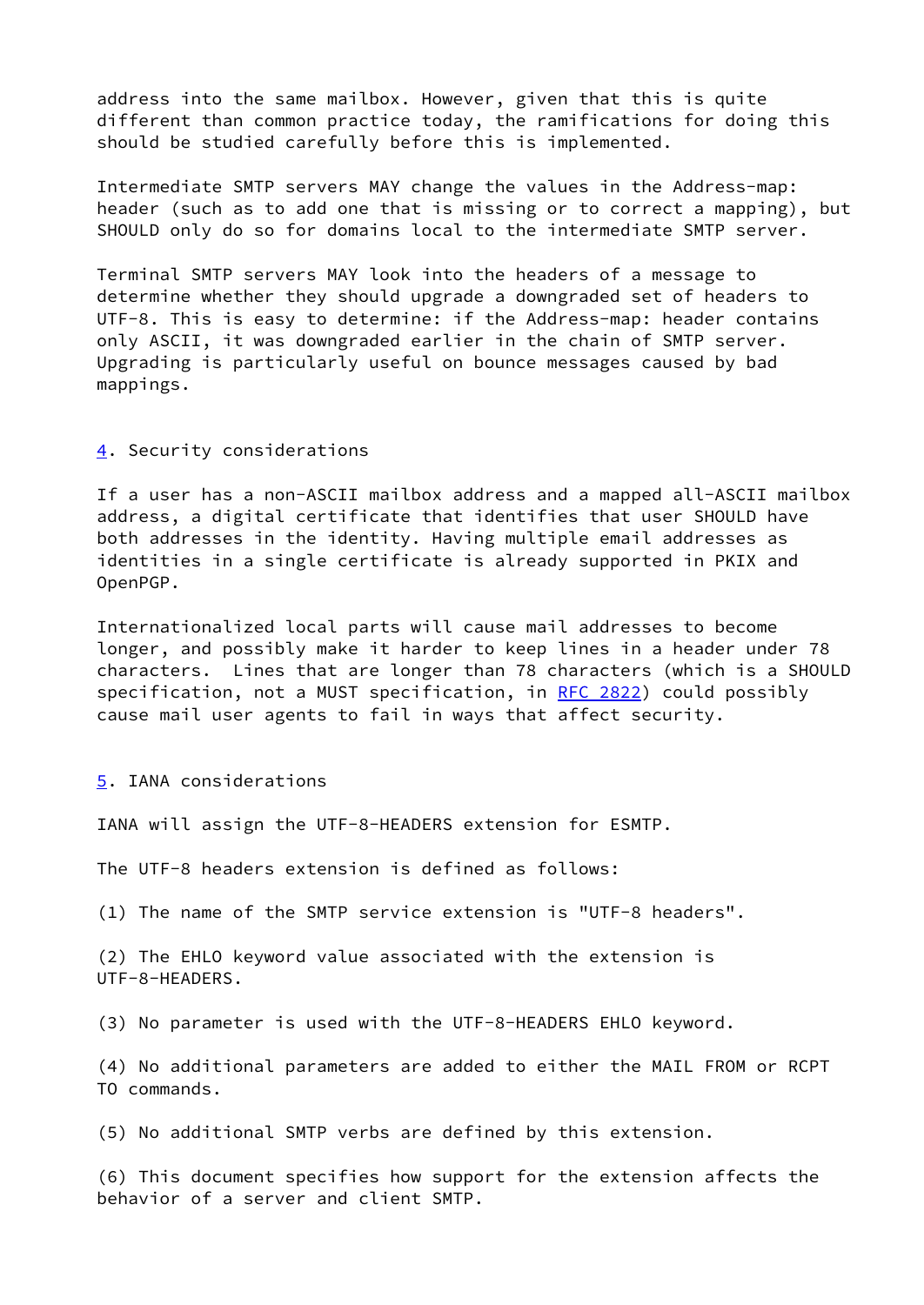address into the same mailbox. However, given that this is quite different than common practice today, the ramifications for doing this should be studied carefully before this is implemented.

Intermediate SMTP servers MAY change the values in the Address-map: header (such as to add one that is missing or to correct a mapping), but SHOULD only do so for domains local to the intermediate SMTP server.

Terminal SMTP servers MAY look into the headers of a message to determine whether they should upgrade a downgraded set of headers to UTF-8. This is easy to determine: if the Address-map: header contains only ASCII, it was downgraded earlier in the chain of SMTP server. Upgrading is particularly useful on bounce messages caused by bad mappings.

## 4. Security considerations

If a user has a non-ASCII mailbox address and a mapped all-ASCII mailbox address, a digital certificate that identifies that user SHOULD have both addresses in the identity. Having multiple email addresses as identities in a single certificate is already supported in PKIX and OpenPGP.

Internationalized local parts will cause mail addresses to become longer, and possibly make it harder to keep lines in a header under 78 characters. Lines that are longer than 78 characters (which is a SHOULD specification, not a MUST specification, in RFC 2822) could possibly cause mail user agents to fail in ways that affect security.

## 5. IANA considerations

IANA will assign the UTF-8-HEADERS extension for ESMTP.

The UTF-8 headers extension is defined as follows:

(1) The name of the SMTP service extension is "UTF-8 headers".

(2) The EHLO keyword value associated with the extension is UTF-8-HEADERS.

(3) No parameter is used with the UTF-8-HEADERS EHLO keyword.

(4) No additional parameters are added to either the MAIL FROM or RCPT TO commands.

(5) No additional SMTP verbs are defined by this extension.

(6) This document specifies how support for the extension affects the behavior of a server and client SMTP.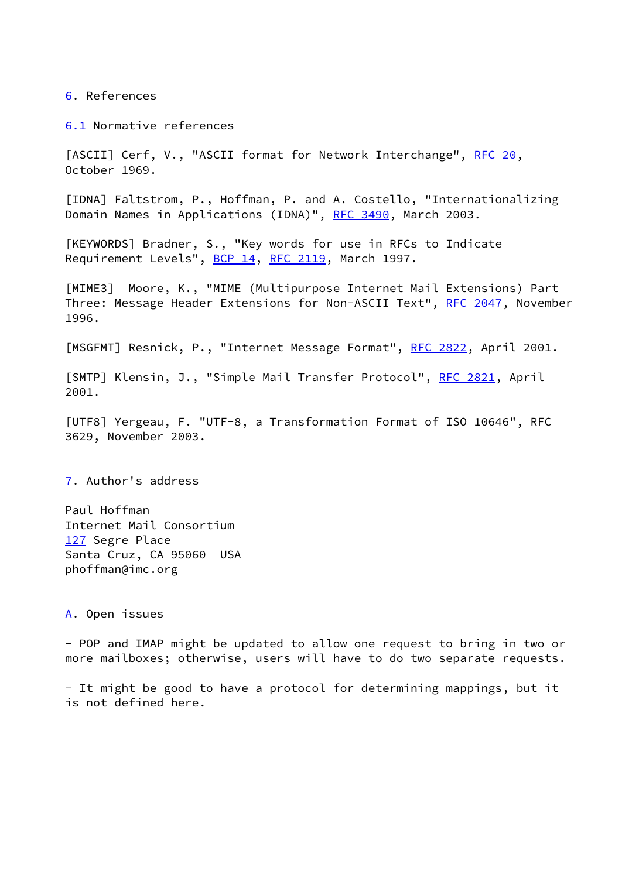# 6. References

## 6.1 Normative references

[ASCII] Cerf, V., "ASCII format for Network Interchange", RFC 20, October 1969.

[IDNA] Faltstrom, P., Hoffman, P. and A. Costello, "Internationalizing Domain Names in Applications (IDNA)", RFC 3490, March 2003.

[KEYWORDS] Bradner, S., "Key words for use in RFCs to Indicate Requirement Levels", BCP 14, RFC 2119, March 1997.

[MIME3] Moore, K., "MIME (Multipurpose Internet Mail Extensions) Part Three: Message Header Extensions for Non-ASCII Text", RFC 2047, November 1996.

[MSGFMT] Resnick, P., "Internet Message Format", RFC 2822, April 2001.

[SMTP] Klensin, J., "Simple Mail Transfer Protocol", RFC 2821, April 2001.

[UTF8] Yergeau, F. "UTF-8, a Transformation Format of ISO 10646", RFC 3629, November 2003.

# 7. Author's address

Paul Hoffman
Internet Mail Consortium
127 Segre Place
Santa Cruz, CA 95060 USA
phoffman@imc.org

# A. Open issues

- POP and IMAP might be updated to allow one request to bring in two or more mailboxes; otherwise, users will have to do two separate requests.

- It might be good to have a protocol for determining mappings, but it is not defined here.